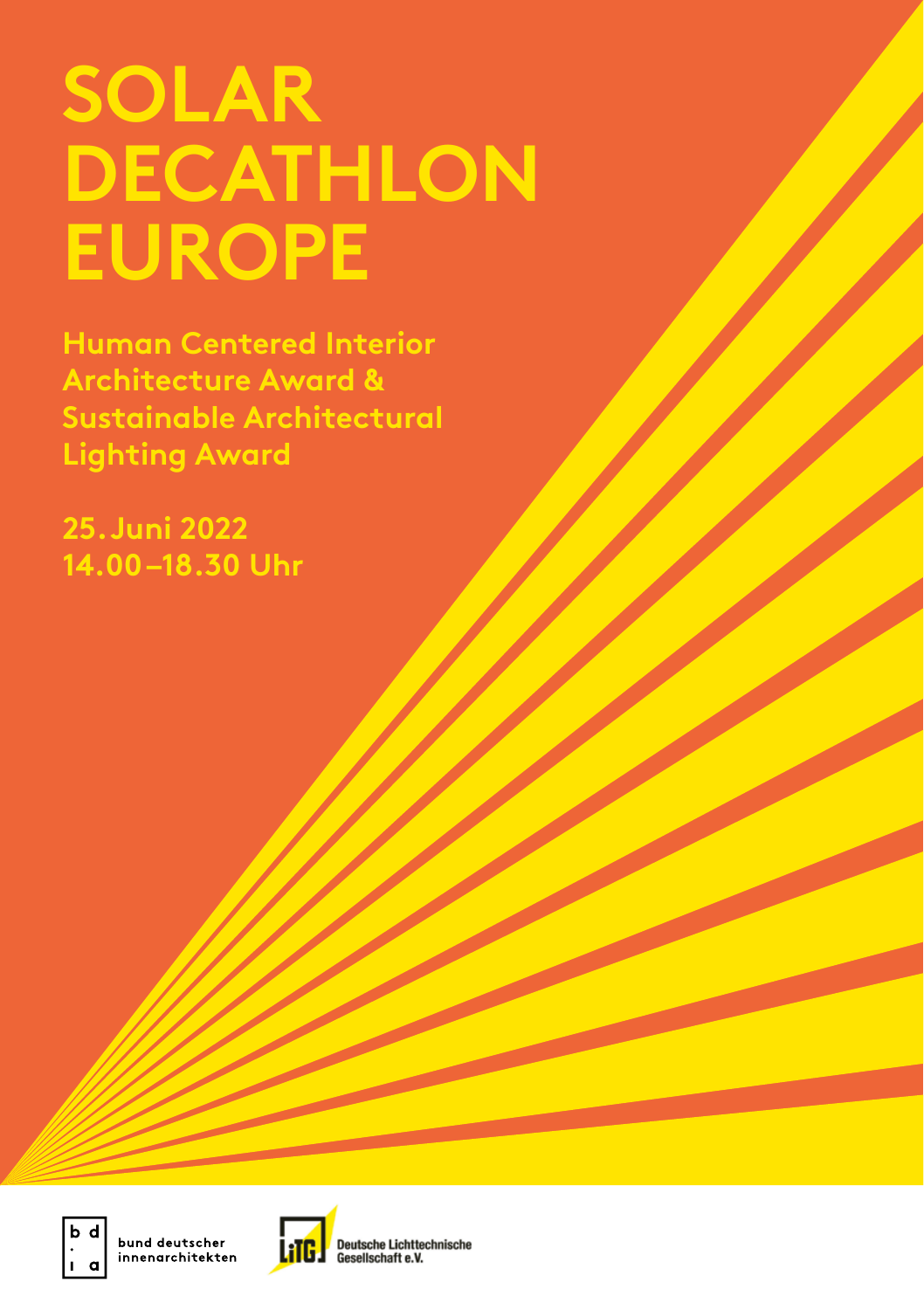# SOLAR DECATHLON EUROPE

**Human Centered Interior Architecture Award & Sustainable Architectural Lighting Award**

**25. Juni 2022**
**14.00–18.30 Uhr**

bund deutscher innenarchitekten

Deutsche Lichttechnische Gesellschaft e.V.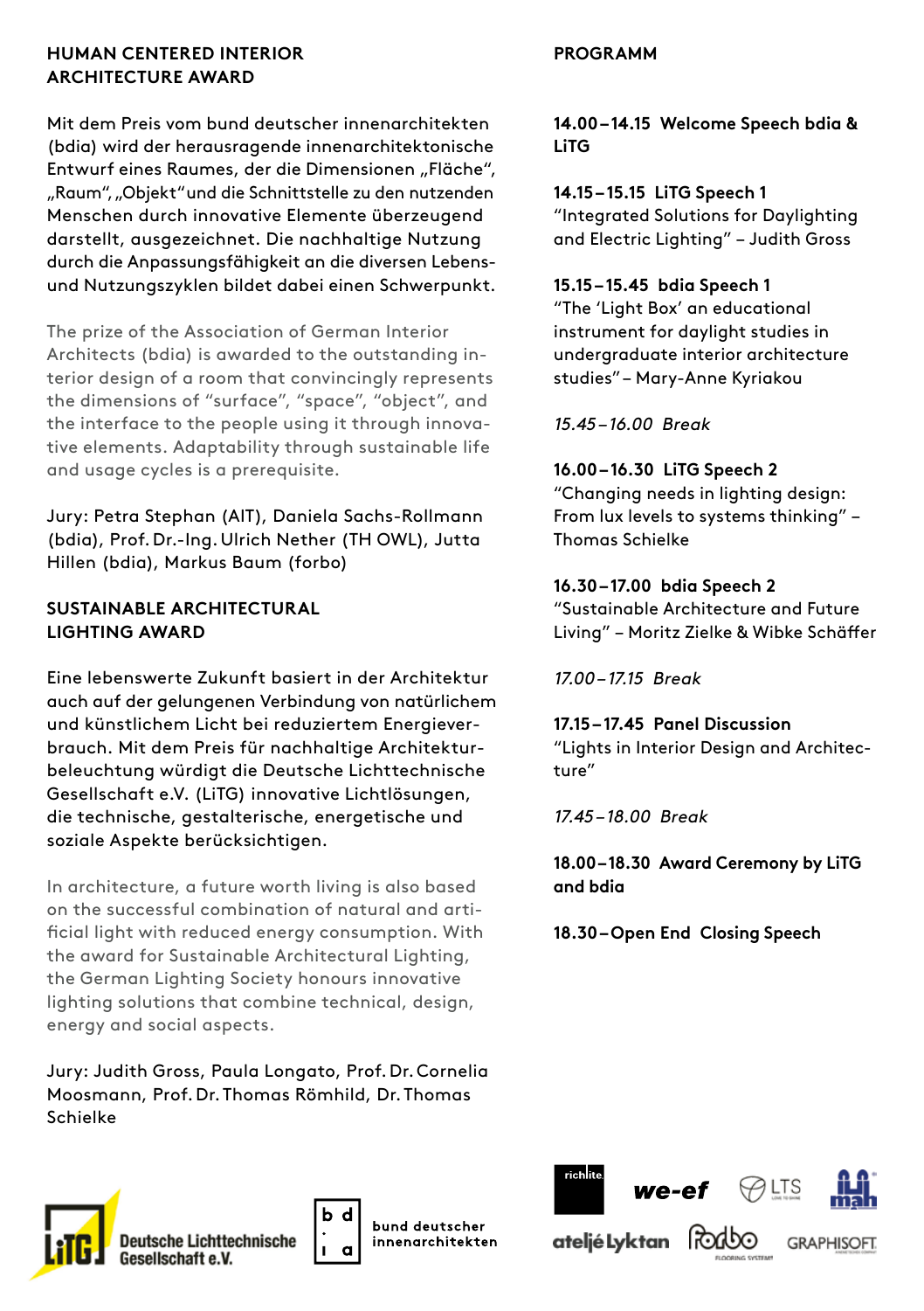## HUMAN CENTERED INTERIOR ARCHITECTURE AWARD

Mit dem Preis vom bund deutscher innenarchitekten (bdia) wird der herausragende innenarchitektonische Entwurf eines Raumes, der die Dimensionen „Fläche", „Raum", „Objekt" und die Schnittstelle zu den nutzenden Menschen durch innovative Elemente überzeugend darstellt, ausgezeichnet. Die nachhaltige Nutzung durch die Anpassungsfähigkeit an die diversen Lebens- und Nutzungszyklen bildet dabei einen Schwerpunkt.

The prize of the Association of German Interior Architects (bdia) is awarded to the outstanding interior design of a room that convincingly represents the dimensions of "surface", "space", "object", and the interface to the people using it through innovative elements. Adaptability through sustainable life and usage cycles is a prerequisite.

Jury: Petra Stephan (AIT), Daniela Sachs-Rollmann (bdia), Prof. Dr.-Ing. Ulrich Nether (TH OWL), Jutta Hillen (bdia), Markus Baum (forbo)

## SUSTAINABLE ARCHITECTURAL LIGHTING AWARD

Eine lebenswerte Zukunft basiert in der Architektur auch auf der gelungenen Verbindung von natürlichem und künstlichem Licht bei reduziertem Energieverbrauch. Mit dem Preis für nachhaltige Architekturbeleuchtung würdigt die Deutsche Lichttechnische Gesellschaft e.V. (LiTG) innovative Lichtlösungen, die technische, gestalterische, energetische und soziale Aspekte berücksichtigen.

In architecture, a future worth living is also based on the successful combination of natural and artificial light with reduced energy consumption. With the award for Sustainable Architectural Lighting, the German Lighting Society honours innovative lighting solutions that combine technical, design, energy and social aspects.

Jury: Judith Gross, Paula Longato, Prof. Dr. Cornelia Moosmann, Prof. Dr. Thomas Römhild, Dr. Thomas Schielke

## PROGRAMM

**14.00 – 14.15 Welcome Speech bdia & LiTG**

**14.15 – 15.15 LiTG Speech 1**
"Integrated Solutions for Daylighting and Electric Lighting" – Judith Gross

**15.15 – 15.45 bdia Speech 1**
"The 'Light Box' an educational instrument for daylight studies in undergraduate interior architecture studies" – Mary-Anne Kyriakou

*15.45 – 16.00 Break*

**16.00 – 16.30 LiTG Speech 2**
"Changing needs in lighting design: From lux levels to systems thinking" – Thomas Schielke

**16.30 – 17.00 bdia Speech 2**
"Sustainable Architecture and Future Living" – Moritz Zielke & Wibke Schäffer

*17.00 – 17.15 Break*

**17.15 – 17.45 Panel Discussion**
"Lights in Interior Design and Architecture"

*17.45 – 18.00 Break*

**18.00 – 18.30 Award Ceremony by LiTG and bdia**

**18.30 – Open End Closing Speech**

Deutsche Lichttechnische Gesellschaft e.V.

bund deutscher innenarchitekten

richlite · we-ef · LTS · mah · ateljé Lyktan · forbo · GRAPHISOFT